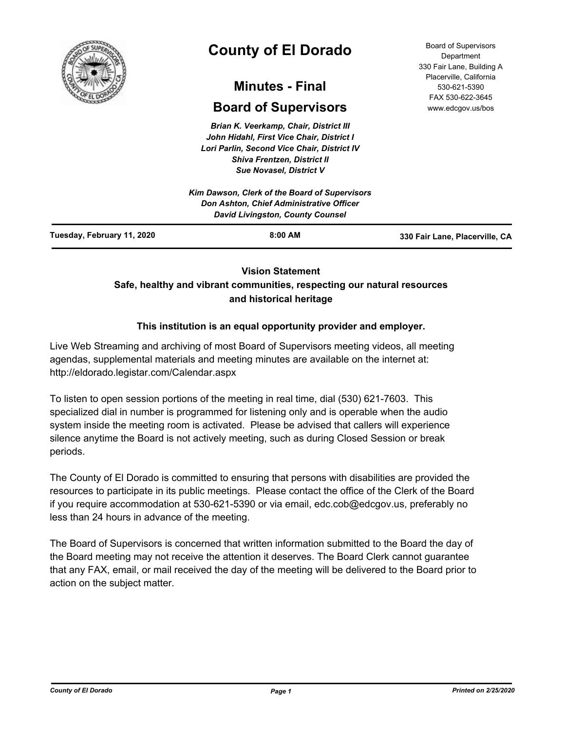# County of El Dorado

## Minutes - Final

## Board of Supervisors

Board of Supervisors Department
330 Fair Lane, Building A
Placerville, California
530-621-5390
FAX 530-622-3645
www.edcgov.us/bos

*Brian K. Veerkamp, Chair, District III*
*John Hidahl, First Vice Chair, District I*
*Lori Parlin, Second Vice Chair, District IV*
*Shiva Frentzen, District II*
*Sue Novasel, District V*

*Kim Dawson, Clerk of the Board of Supervisors*
*Don Ashton, Chief Administrative Officer*
*David Livingston, County Counsel*

**Tuesday, February 11, 2020** | **8:00 AM** | **330 Fair Lane, Placerville, CA**

**Vision Statement**
**Safe, healthy and vibrant communities, respecting our natural resources and historical heritage**

**This institution is an equal opportunity provider and employer.**

Live Web Streaming and archiving of most Board of Supervisors meeting videos, all meeting agendas, supplemental materials and meeting minutes are available on the internet at: http://eldorado.legistar.com/Calendar.aspx

To listen to open session portions of the meeting in real time, dial (530) 621-7603. This specialized dial in number is programmed for listening only and is operable when the audio system inside the meeting room is activated. Please be advised that callers will experience silence anytime the Board is not actively meeting, such as during Closed Session or break periods.

The County of El Dorado is committed to ensuring that persons with disabilities are provided the resources to participate in its public meetings. Please contact the office of the Clerk of the Board if you require accommodation at 530-621-5390 or via email, edc.cob@edcgov.us, preferably no less than 24 hours in advance of the meeting.

The Board of Supervisors is concerned that written information submitted to the Board the day of the Board meeting may not receive the attention it deserves. The Board Clerk cannot guarantee that any FAX, email, or mail received the day of the meeting will be delivered to the Board prior to action on the subject matter.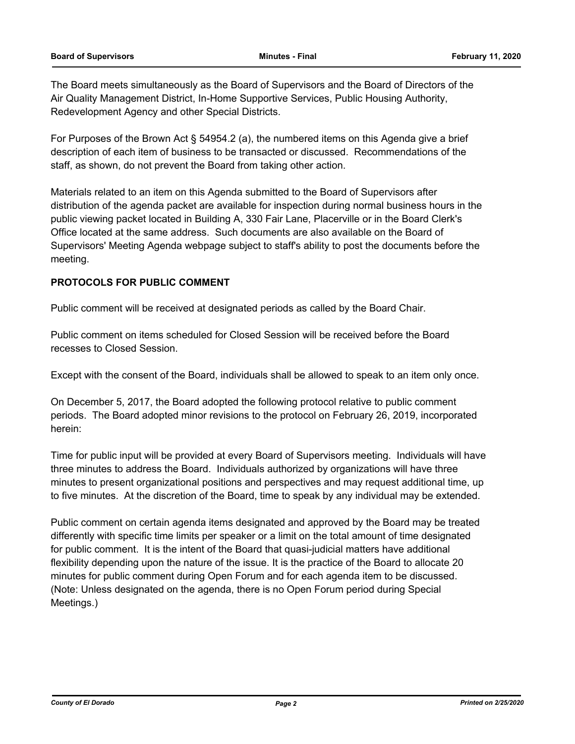The Board meets simultaneously as the Board of Supervisors and the Board of Directors of the Air Quality Management District, In-Home Supportive Services, Public Housing Authority, Redevelopment Agency and other Special Districts.

For Purposes of the Brown Act § 54954.2 (a), the numbered items on this Agenda give a brief description of each item of business to be transacted or discussed. Recommendations of the staff, as shown, do not prevent the Board from taking other action.

Materials related to an item on this Agenda submitted to the Board of Supervisors after distribution of the agenda packet are available for inspection during normal business hours in the public viewing packet located in Building A, 330 Fair Lane, Placerville or in the Board Clerk's Office located at the same address. Such documents are also available on the Board of Supervisors' Meeting Agenda webpage subject to staff's ability to post the documents before the meeting.

**PROTOCOLS FOR PUBLIC COMMENT**

Public comment will be received at designated periods as called by the Board Chair.

Public comment on items scheduled for Closed Session will be received before the Board recesses to Closed Session.

Except with the consent of the Board, individuals shall be allowed to speak to an item only once.

On December 5, 2017, the Board adopted the following protocol relative to public comment periods. The Board adopted minor revisions to the protocol on February 26, 2019, incorporated herein:

Time for public input will be provided at every Board of Supervisors meeting. Individuals will have three minutes to address the Board. Individuals authorized by organizations will have three minutes to present organizational positions and perspectives and may request additional time, up to five minutes. At the discretion of the Board, time to speak by any individual may be extended.

Public comment on certain agenda items designated and approved by the Board may be treated differently with specific time limits per speaker or a limit on the total amount of time designated for public comment. It is the intent of the Board that quasi-judicial matters have additional flexibility depending upon the nature of the issue. It is the practice of the Board to allocate 20 minutes for public comment during Open Forum and for each agenda item to be discussed. (Note: Unless designated on the agenda, there is no Open Forum period during Special Meetings.)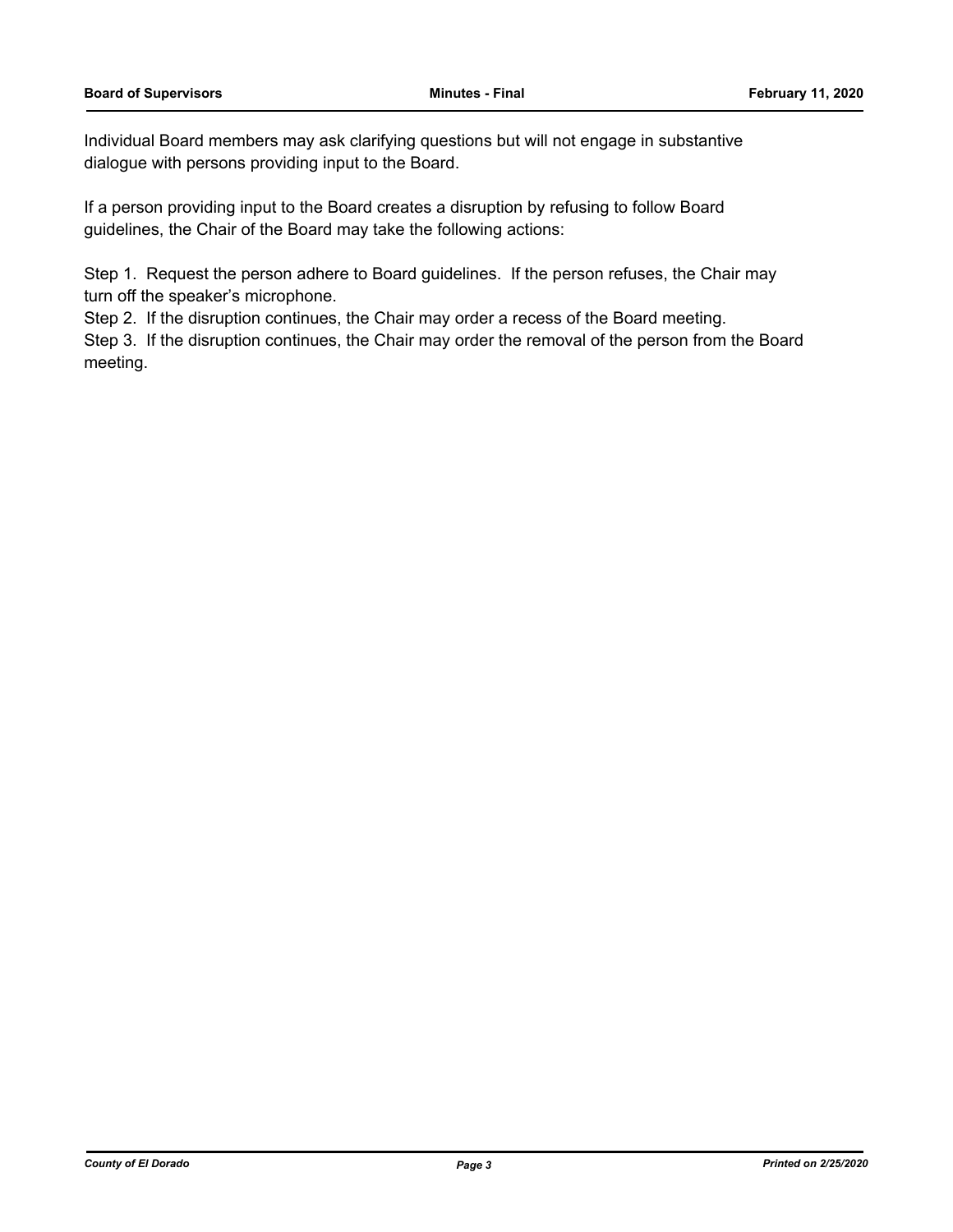Individual Board members may ask clarifying questions but will not engage in substantive dialogue with persons providing input to the Board.

If a person providing input to the Board creates a disruption by refusing to follow Board guidelines, the Chair of the Board may take the following actions:

Step 1. Request the person adhere to Board guidelines. If the person refuses, the Chair may turn off the speaker's microphone.

Step 2. If the disruption continues, the Chair may order a recess of the Board meeting.

Step 3. If the disruption continues, the Chair may order the removal of the person from the Board meeting.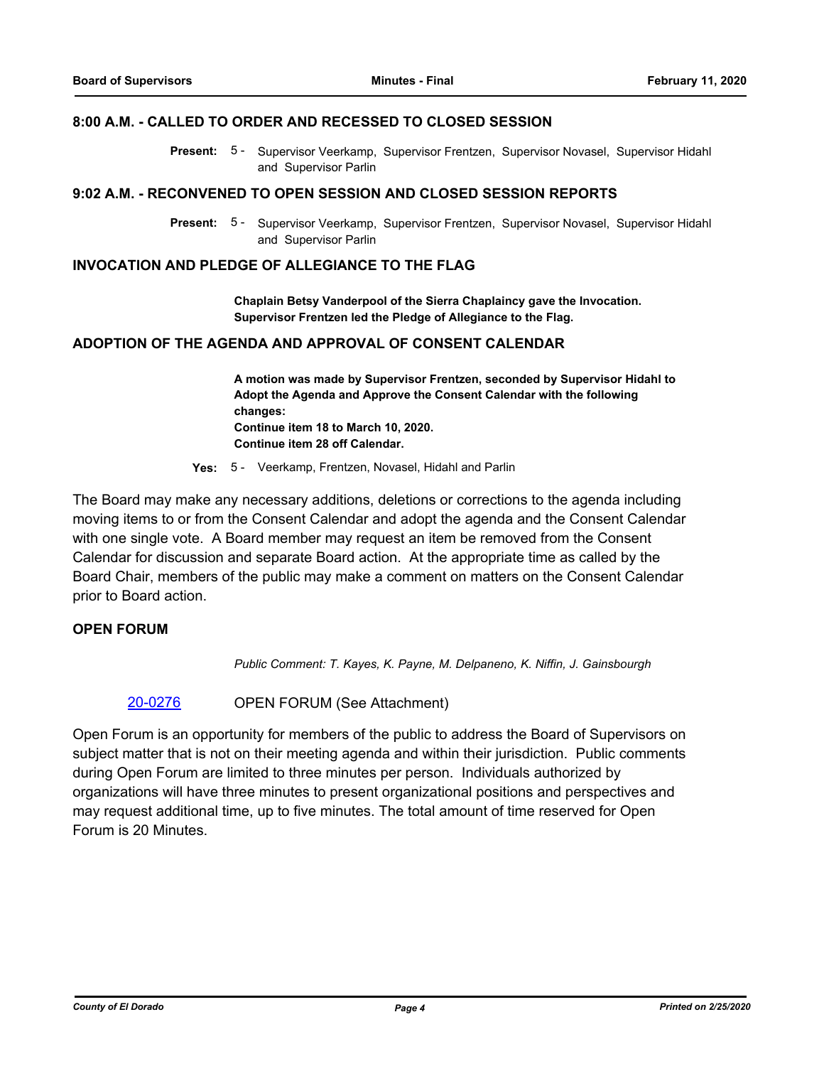## 8:00 A.M. - CALLED TO ORDER AND RECESSED TO CLOSED SESSION

**Present:** 5 - Supervisor Veerkamp, Supervisor Frentzen, Supervisor Novasel, Supervisor Hidahl and Supervisor Parlin

## 9:02 A.M. - RECONVENED TO OPEN SESSION AND CLOSED SESSION REPORTS

**Present:** 5 - Supervisor Veerkamp, Supervisor Frentzen, Supervisor Novasel, Supervisor Hidahl and Supervisor Parlin

## INVOCATION AND PLEDGE OF ALLEGIANCE TO THE FLAG

**Chaplain Betsy Vanderpool of the Sierra Chaplaincy gave the Invocation. Supervisor Frentzen led the Pledge of Allegiance to the Flag.**

## ADOPTION OF THE AGENDA AND APPROVAL OF CONSENT CALENDAR

**A motion was made by Supervisor Frentzen, seconded by Supervisor Hidahl to Adopt the Agenda and Approve the Consent Calendar with the following changes:**
**Continue item 18 to March 10, 2020.**
**Continue item 28 off Calendar.**

**Yes:** 5 - Veerkamp, Frentzen, Novasel, Hidahl and Parlin

The Board may make any necessary additions, deletions or corrections to the agenda including moving items to or from the Consent Calendar and adopt the agenda and the Consent Calendar with one single vote. A Board member may request an item be removed from the Consent Calendar for discussion and separate Board action. At the appropriate time as called by the Board Chair, members of the public may make a comment on matters on the Consent Calendar prior to Board action.

## OPEN FORUM

*Public Comment: T. Kayes, K. Payne, M. Delpaneno, K. Niffin, J. Gainsbourgh*

20-0276 OPEN FORUM (See Attachment)

Open Forum is an opportunity for members of the public to address the Board of Supervisors on subject matter that is not on their meeting agenda and within their jurisdiction. Public comments during Open Forum are limited to three minutes per person. Individuals authorized by organizations will have three minutes to present organizational positions and perspectives and may request additional time, up to five minutes. The total amount of time reserved for Open Forum is 20 Minutes.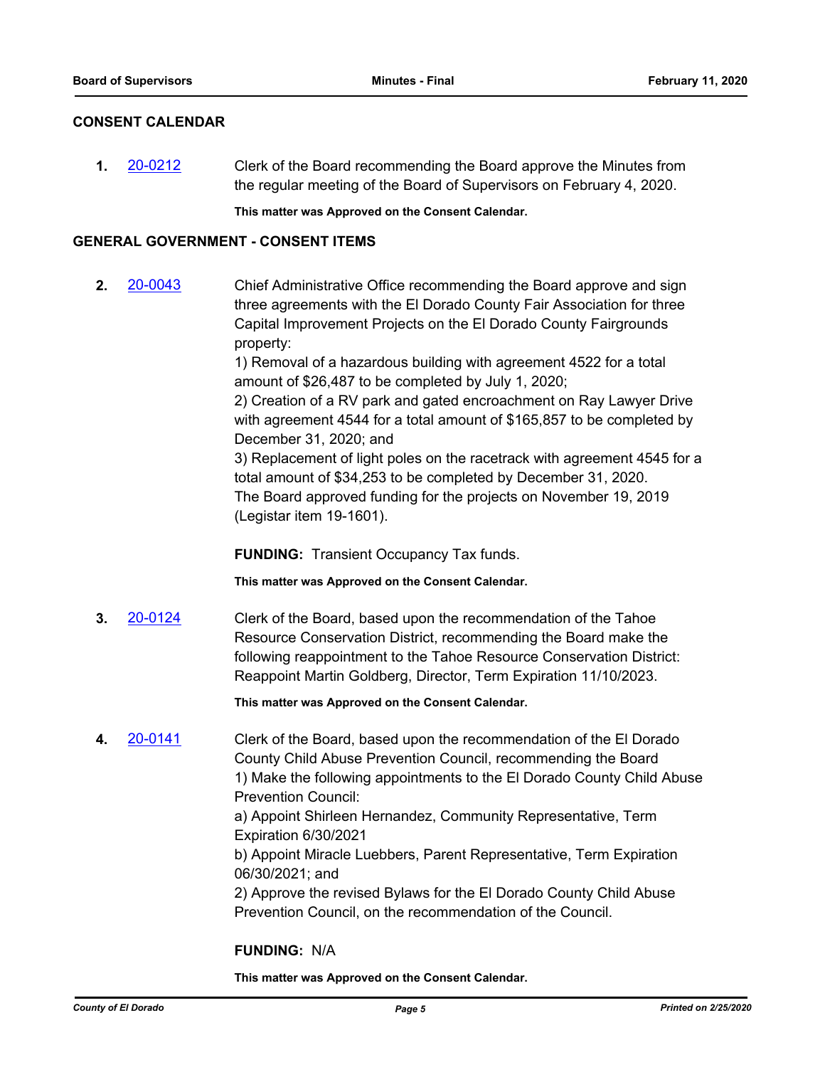## CONSENT CALENDAR

**1.** 20-0212 Clerk of the Board recommending the Board approve the Minutes from the regular meeting of the Board of Supervisors on February 4, 2020.

**This matter was Approved on the Consent Calendar.**

## GENERAL GOVERNMENT - CONSENT ITEMS

**2.** 20-0043 Chief Administrative Office recommending the Board approve and sign three agreements with the El Dorado County Fair Association for three Capital Improvement Projects on the El Dorado County Fairgrounds property:
1) Removal of a hazardous building with agreement 4522 for a total amount of $26,487 to be completed by July 1, 2020;
2) Creation of a RV park and gated encroachment on Ray Lawyer Drive with agreement 4544 for a total amount of $165,857 to be completed by December 31, 2020; and
3) Replacement of light poles on the racetrack with agreement 4545 for a total amount of $34,253 to be completed by December 31, 2020.
The Board approved funding for the projects on November 19, 2019 (Legistar item 19-1601).

**FUNDING:** Transient Occupancy Tax funds.

**This matter was Approved on the Consent Calendar.**

**3.** 20-0124 Clerk of the Board, based upon the recommendation of the Tahoe Resource Conservation District, recommending the Board make the following reappointment to the Tahoe Resource Conservation District: Reappoint Martin Goldberg, Director, Term Expiration 11/10/2023.

**This matter was Approved on the Consent Calendar.**

**4.** 20-0141 Clerk of the Board, based upon the recommendation of the El Dorado County Child Abuse Prevention Council, recommending the Board
1) Make the following appointments to the El Dorado County Child Abuse Prevention Council:
a) Appoint Shirleen Hernandez, Community Representative, Term Expiration 6/30/2021
b) Appoint Miracle Luebbers, Parent Representative, Term Expiration 06/30/2021; and
2) Approve the revised Bylaws for the El Dorado County Child Abuse Prevention Council, on the recommendation of the Council.

**FUNDING:** N/A

**This matter was Approved on the Consent Calendar.**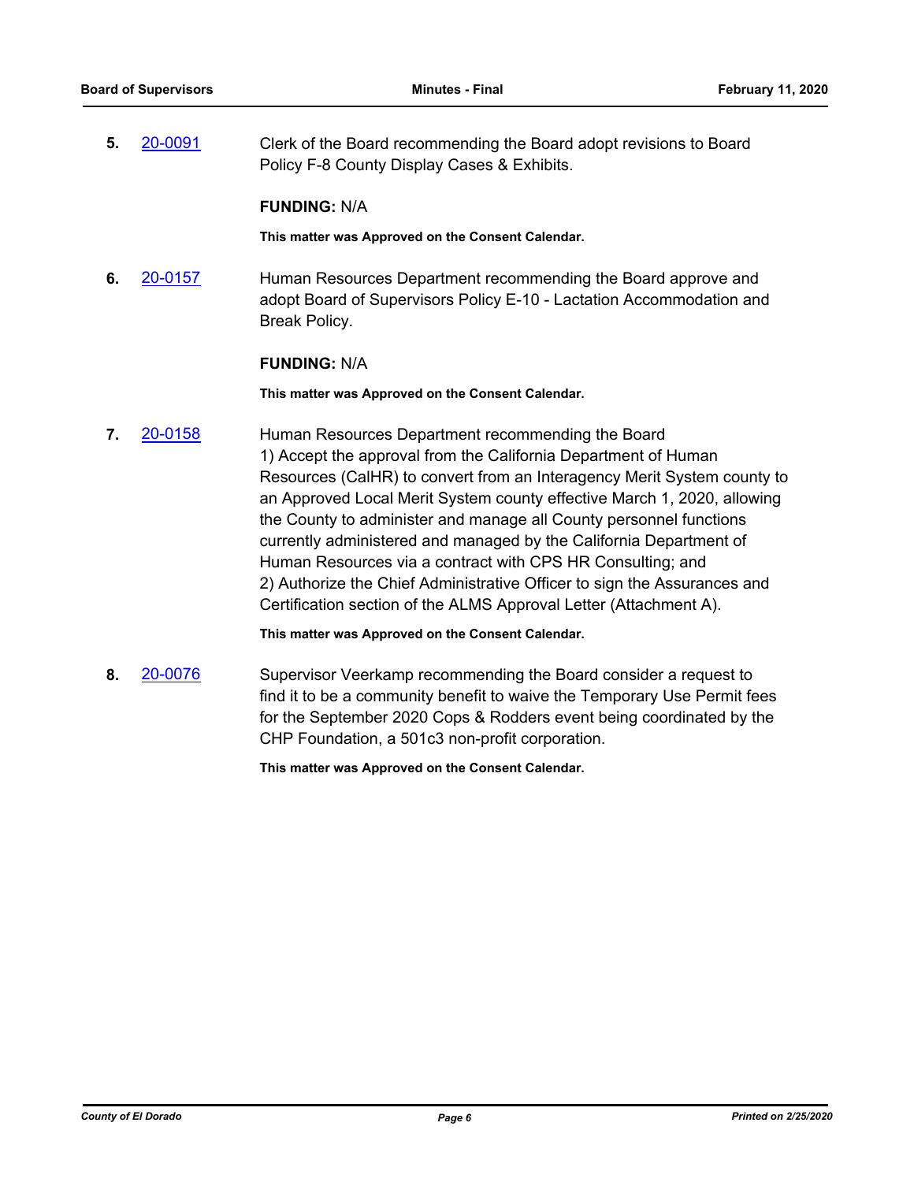**5.** 20-0091 Clerk of the Board recommending the Board adopt revisions to Board Policy F-8 County Display Cases & Exhibits.

**FUNDING:** N/A

**This matter was Approved on the Consent Calendar.**

**6.** 20-0157 Human Resources Department recommending the Board approve and adopt Board of Supervisors Policy E-10 - Lactation Accommodation and Break Policy.

**FUNDING:** N/A

**This matter was Approved on the Consent Calendar.**

**7.** 20-0158 Human Resources Department recommending the Board
1) Accept the approval from the California Department of Human Resources (CalHR) to convert from an Interagency Merit System county to an Approved Local Merit System county effective March 1, 2020, allowing the County to administer and manage all County personnel functions currently administered and managed by the California Department of Human Resources via a contract with CPS HR Consulting; and
2) Authorize the Chief Administrative Officer to sign the Assurances and Certification section of the ALMS Approval Letter (Attachment A).

**This matter was Approved on the Consent Calendar.**

**8.** 20-0076 Supervisor Veerkamp recommending the Board consider a request to find it to be a community benefit to waive the Temporary Use Permit fees for the September 2020 Cops & Rodders event being coordinated by the CHP Foundation, a 501c3 non-profit corporation.

**This matter was Approved on the Consent Calendar.**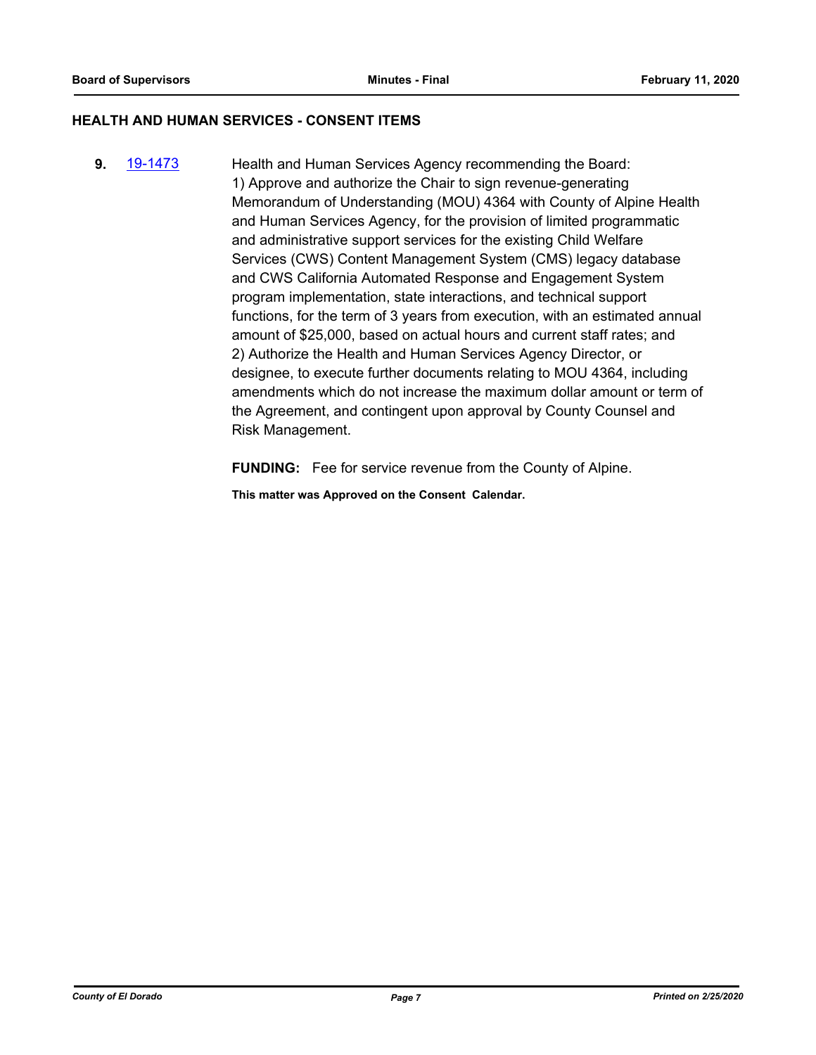## HEALTH AND HUMAN SERVICES - CONSENT ITEMS

**9.** [19-1473] Health and Human Services Agency recommending the Board:
1) Approve and authorize the Chair to sign revenue-generating Memorandum of Understanding (MOU) 4364 with County of Alpine Health and Human Services Agency, for the provision of limited programmatic and administrative support services for the existing Child Welfare Services (CWS) Content Management System (CMS) legacy database and CWS California Automated Response and Engagement System program implementation, state interactions, and technical support functions, for the term of 3 years from execution, with an estimated annual amount of $25,000, based on actual hours and current staff rates; and
2) Authorize the Health and Human Services Agency Director, or designee, to execute further documents relating to MOU 4364, including amendments which do not increase the maximum dollar amount or term of the Agreement, and contingent upon approval by County Counsel and Risk Management.

**FUNDING:** Fee for service revenue from the County of Alpine.

**This matter was Approved on the Consent Calendar.**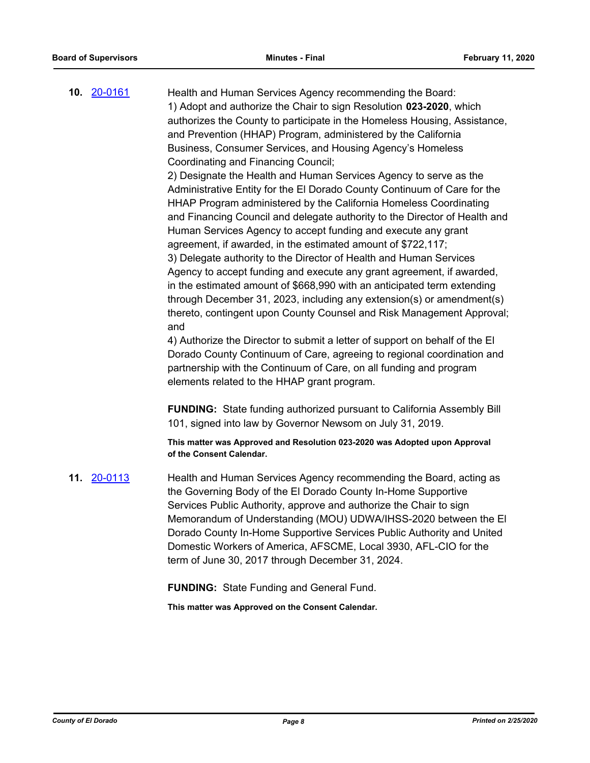**10.** [20-0161]

Health and Human Services Agency recommending the Board:
1) Adopt and authorize the Chair to sign Resolution **023-2020**, which authorizes the County to participate in the Homeless Housing, Assistance, and Prevention (HHAP) Program, administered by the California Business, Consumer Services, and Housing Agency's Homeless Coordinating and Financing Council;
2) Designate the Health and Human Services Agency to serve as the Administrative Entity for the El Dorado County Continuum of Care for the HHAP Program administered by the California Homeless Coordinating and Financing Council and delegate authority to the Director of Health and Human Services Agency to accept funding and execute any grant agreement, if awarded, in the estimated amount of $722,117;
3) Delegate authority to the Director of Health and Human Services Agency to accept funding and execute any grant agreement, if awarded, in the estimated amount of $668,990 with an anticipated term extending through December 31, 2023, including any extension(s) or amendment(s) thereto, contingent upon County Counsel and Risk Management Approval; and
4) Authorize the Director to submit a letter of support on behalf of the El Dorado County Continuum of Care, agreeing to regional coordination and partnership with the Continuum of Care, on all funding and program elements related to the HHAP grant program.

**FUNDING:** State funding authorized pursuant to California Assembly Bill 101, signed into law by Governor Newsom on July 31, 2019.

**This matter was Approved and Resolution 023-2020 was Adopted upon Approval of the Consent Calendar.**

**11.** [20-0113]

Health and Human Services Agency recommending the Board, acting as the Governing Body of the El Dorado County In-Home Supportive Services Public Authority, approve and authorize the Chair to sign Memorandum of Understanding (MOU) UDWA/IHSS-2020 between the El Dorado County In-Home Supportive Services Public Authority and United Domestic Workers of America, AFSCME, Local 3930, AFL-CIO for the term of June 30, 2017 through December 31, 2024.

**FUNDING:** State Funding and General Fund.

**This matter was Approved on the Consent Calendar.**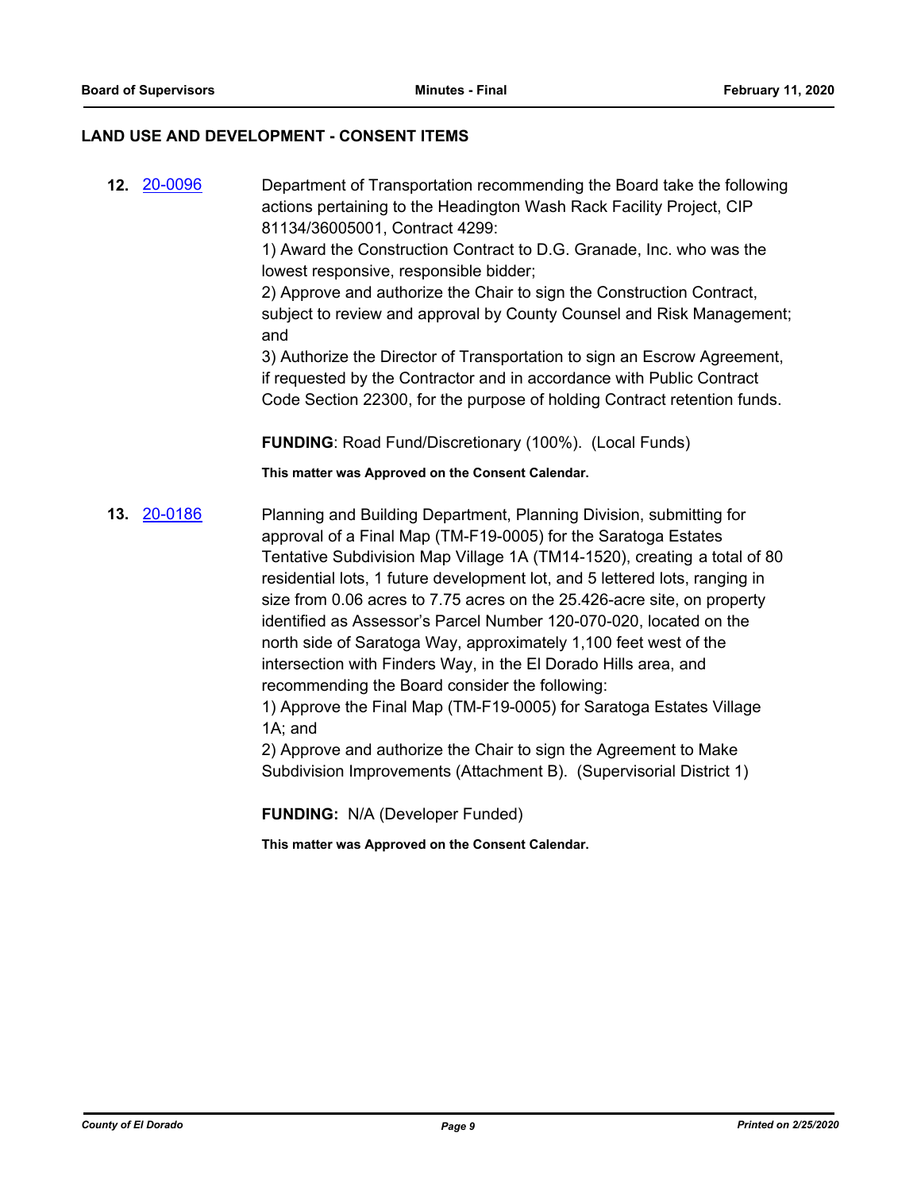## LAND USE AND DEVELOPMENT - CONSENT ITEMS

**12.** [20-0096](20-0096)

Department of Transportation recommending the Board take the following actions pertaining to the Headington Wash Rack Facility Project, CIP 81134/36005001, Contract 4299:

1) Award the Construction Contract to D.G. Granade, Inc. who was the lowest responsive, responsible bidder;

2) Approve and authorize the Chair to sign the Construction Contract, subject to review and approval by County Counsel and Risk Management; and

3) Authorize the Director of Transportation to sign an Escrow Agreement, if requested by the Contractor and in accordance with Public Contract Code Section 22300, for the purpose of holding Contract retention funds.

**FUNDING**: Road Fund/Discretionary (100%). (Local Funds)

**This matter was Approved on the Consent Calendar.**

**13.** [20-0186](20-0186)

Planning and Building Department, Planning Division, submitting for approval of a Final Map (TM-F19-0005) for the Saratoga Estates Tentative Subdivision Map Village 1A (TM14-1520), creating a total of 80 residential lots, 1 future development lot, and 5 lettered lots, ranging in size from 0.06 acres to 7.75 acres on the 25.426-acre site, on property identified as Assessor's Parcel Number 120-070-020, located on the north side of Saratoga Way, approximately 1,100 feet west of the intersection with Finders Way, in the El Dorado Hills area, and recommending the Board consider the following:

1) Approve the Final Map (TM-F19-0005) for Saratoga Estates Village 1A; and

2) Approve and authorize the Chair to sign the Agreement to Make Subdivision Improvements (Attachment B). (Supervisorial District 1)

**FUNDING:** N/A (Developer Funded)

**This matter was Approved on the Consent Calendar.**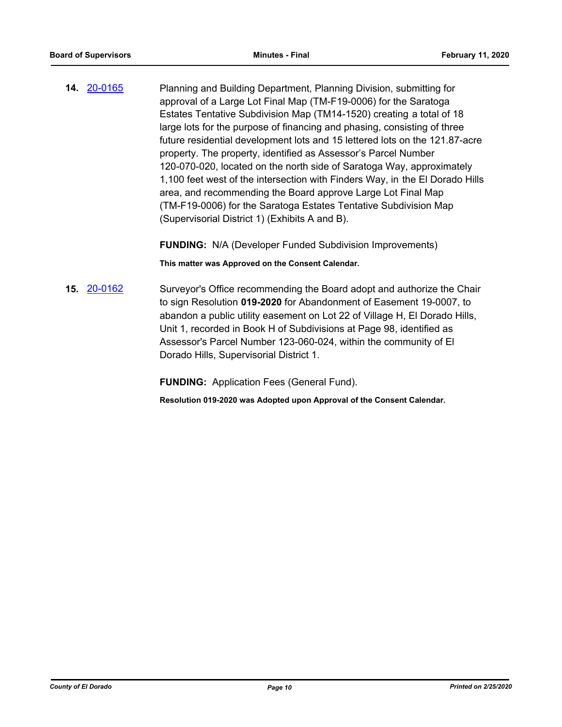**14.** [20-0165](#) Planning and Building Department, Planning Division, submitting for approval of a Large Lot Final Map (TM-F19-0006) for the Saratoga Estates Tentative Subdivision Map (TM14-1520) creating a total of 18 large lots for the purpose of financing and phasing, consisting of three future residential development lots and 15 lettered lots on the 121.87-acre property. The property, identified as Assessor's Parcel Number 120-070-020, located on the north side of Saratoga Way, approximately 1,100 feet west of the intersection with Finders Way, in the El Dorado Hills area, and recommending the Board approve Large Lot Final Map (TM-F19-0006) for the Saratoga Estates Tentative Subdivision Map (Supervisorial District 1) (Exhibits A and B).

**FUNDING:** N/A (Developer Funded Subdivision Improvements)

**This matter was Approved on the Consent Calendar.**

**15.** [20-0162](#) Surveyor's Office recommending the Board adopt and authorize the Chair to sign Resolution **019-2020** for Abandonment of Easement 19-0007, to abandon a public utility easement on Lot 22 of Village H, El Dorado Hills, Unit 1, recorded in Book H of Subdivisions at Page 98, identified as Assessor's Parcel Number 123-060-024, within the community of El Dorado Hills, Supervisorial District 1.

**FUNDING:** Application Fees (General Fund).

**Resolution 019-2020 was Adopted upon Approval of the Consent Calendar.**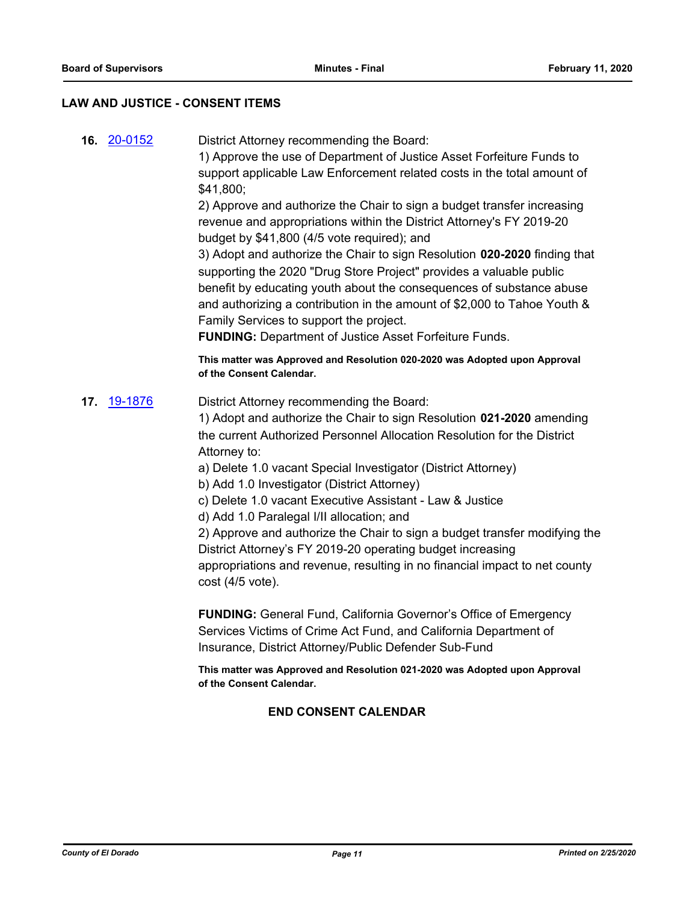## LAW AND JUSTICE - CONSENT ITEMS

**16.** 20-0152

District Attorney recommending the Board:

1) Approve the use of Department of Justice Asset Forfeiture Funds to support applicable Law Enforcement related costs in the total amount of $41,800;

2) Approve and authorize the Chair to sign a budget transfer increasing revenue and appropriations within the District Attorney's FY 2019-20 budget by $41,800 (4/5 vote required); and

3) Adopt and authorize the Chair to sign Resolution **020-2020** finding that supporting the 2020 "Drug Store Project" provides a valuable public benefit by educating youth about the consequences of substance abuse and authorizing a contribution in the amount of $2,000 to Tahoe Youth & Family Services to support the project.

**FUNDING:** Department of Justice Asset Forfeiture Funds.

**This matter was Approved and Resolution 020-2020 was Adopted upon Approval of the Consent Calendar.**

**17.** 19-1876

District Attorney recommending the Board:

1) Adopt and authorize the Chair to sign Resolution **021-2020** amending the current Authorized Personnel Allocation Resolution for the District Attorney to:

a) Delete 1.0 vacant Special Investigator (District Attorney)

b) Add 1.0 Investigator (District Attorney)

c) Delete 1.0 vacant Executive Assistant - Law & Justice

d) Add 1.0 Paralegal I/II allocation; and

2) Approve and authorize the Chair to sign a budget transfer modifying the District Attorney's FY 2019-20 operating budget increasing appropriations and revenue, resulting in no financial impact to net county cost (4/5 vote).

**FUNDING:** General Fund, California Governor's Office of Emergency Services Victims of Crime Act Fund, and California Department of Insurance, District Attorney/Public Defender Sub-Fund

**This matter was Approved and Resolution 021-2020 was Adopted upon Approval of the Consent Calendar.**

**END CONSENT CALENDAR**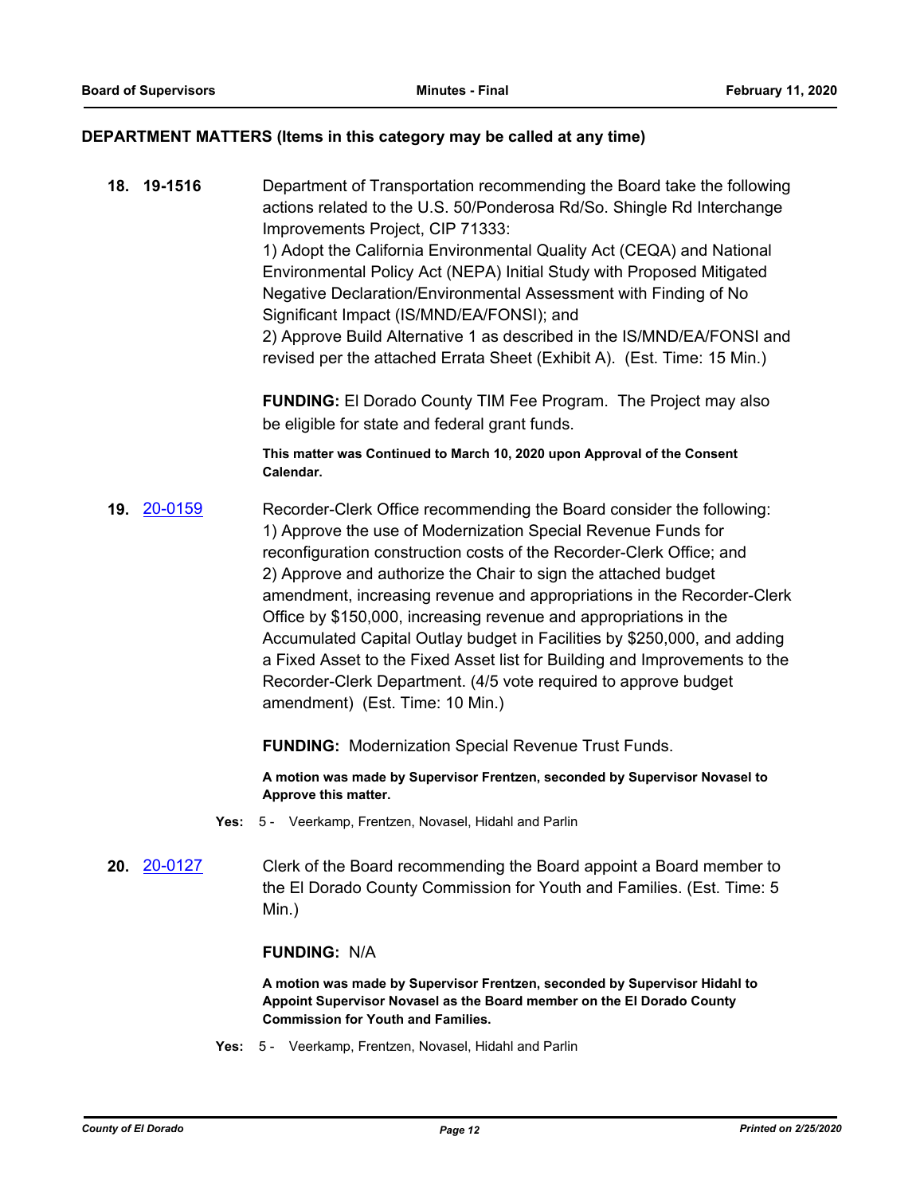## DEPARTMENT MATTERS (Items in this category may be called at any time)

**18. 19-1516** Department of Transportation recommending the Board take the following actions related to the U.S. 50/Ponderosa Rd/So. Shingle Rd Interchange Improvements Project, CIP 71333:
1) Adopt the California Environmental Quality Act (CEQA) and National Environmental Policy Act (NEPA) Initial Study with Proposed Mitigated Negative Declaration/Environmental Assessment with Finding of No Significant Impact (IS/MND/EA/FONSI); and
2) Approve Build Alternative 1 as described in the IS/MND/EA/FONSI and revised per the attached Errata Sheet (Exhibit A). (Est. Time: 15 Min.)

**FUNDING:** El Dorado County TIM Fee Program. The Project may also be eligible for state and federal grant funds.

**This matter was Continued to March 10, 2020 upon Approval of the Consent Calendar.**

**19. 20-0159** Recorder-Clerk Office recommending the Board consider the following:
1) Approve the use of Modernization Special Revenue Funds for reconfiguration construction costs of the Recorder-Clerk Office; and
2) Approve and authorize the Chair to sign the attached budget amendment, increasing revenue and appropriations in the Recorder-Clerk Office by $150,000, increasing revenue and appropriations in the Accumulated Capital Outlay budget in Facilities by $250,000, and adding a Fixed Asset to the Fixed Asset list for Building and Improvements to the Recorder-Clerk Department. (4/5 vote required to approve budget amendment) (Est. Time: 10 Min.)

**FUNDING:** Modernization Special Revenue Trust Funds.

**A motion was made by Supervisor Frentzen, seconded by Supervisor Novasel to Approve this matter.**

**Yes:** 5 - Veerkamp, Frentzen, Novasel, Hidahl and Parlin

**20. 20-0127** Clerk of the Board recommending the Board appoint a Board member to the El Dorado County Commission for Youth and Families. (Est. Time: 5 Min.)

**FUNDING:** N/A

**A motion was made by Supervisor Frentzen, seconded by Supervisor Hidahl to Appoint Supervisor Novasel as the Board member on the El Dorado County Commission for Youth and Families.**

**Yes:** 5 - Veerkamp, Frentzen, Novasel, Hidahl and Parlin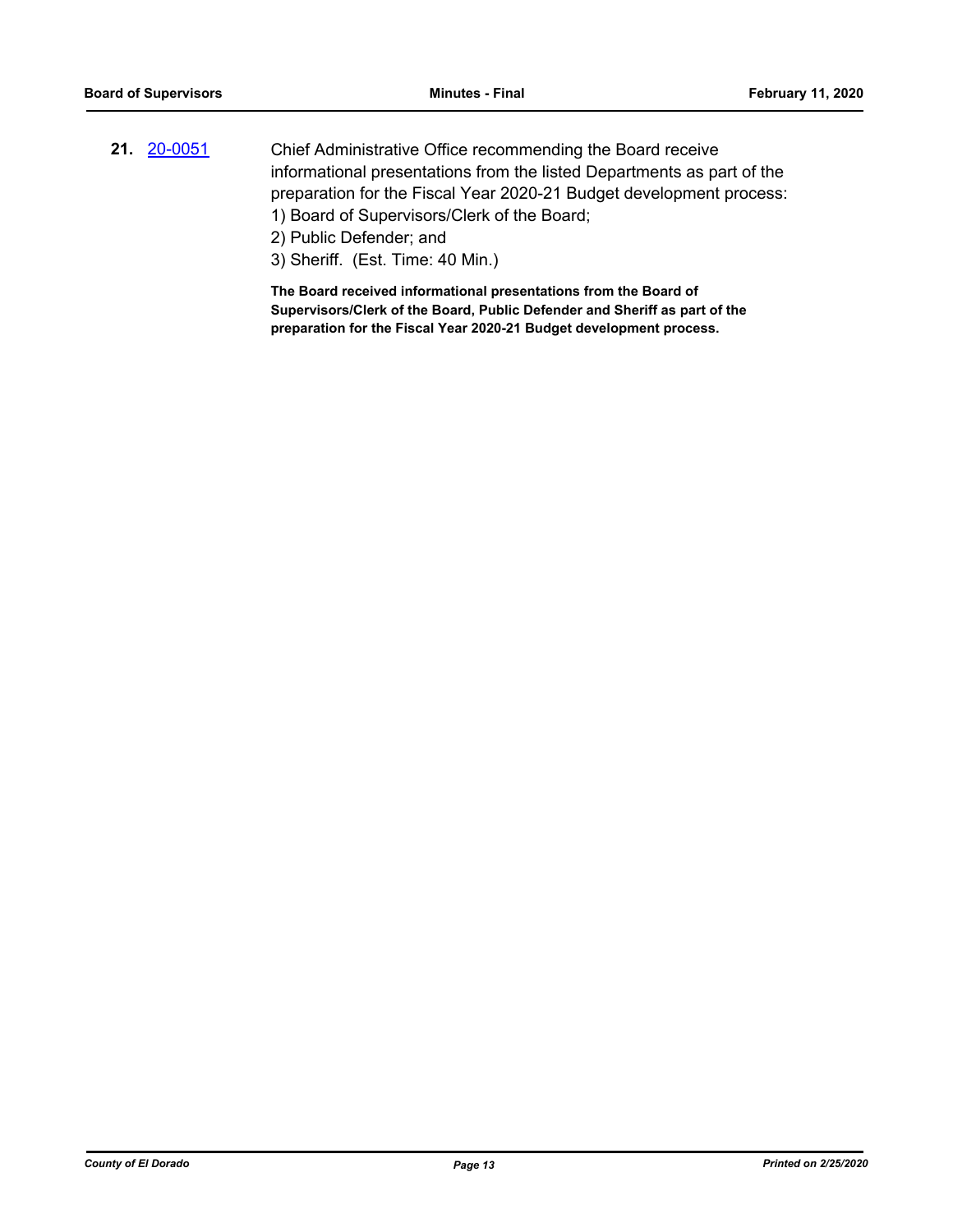**21.** [20-0051](20-0051)

Chief Administrative Office recommending the Board receive informational presentations from the listed Departments as part of the preparation for the Fiscal Year 2020-21 Budget development process:

1) Board of Supervisors/Clerk of the Board;
2) Public Defender; and
3) Sheriff. (Est. Time: 40 Min.)

**The Board received informational presentations from the Board of Supervisors/Clerk of the Board, Public Defender and Sheriff as part of the preparation for the Fiscal Year 2020-21 Budget development process.**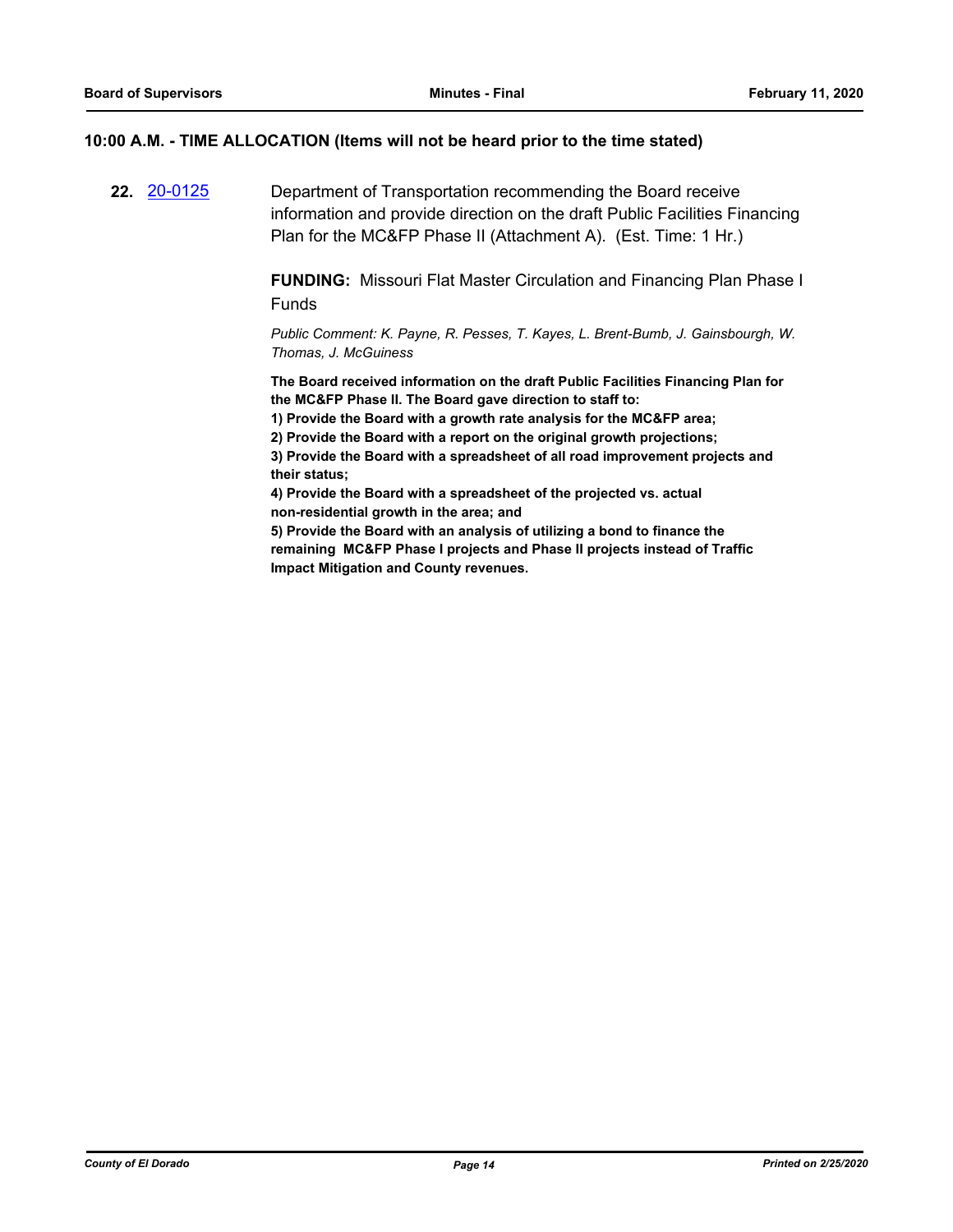## 10:00 A.M. - TIME ALLOCATION (Items will not be heard prior to the time stated)

**22.** [20-0125](20-0125) Department of Transportation recommending the Board receive information and provide direction on the draft Public Facilities Financing Plan for the MC&FP Phase II (Attachment A). (Est. Time: 1 Hr.)

**FUNDING:** Missouri Flat Master Circulation and Financing Plan Phase I Funds

*Public Comment: K. Payne, R. Pesses, T. Kayes, L. Brent-Bumb, J. Gainsbourgh, W. Thomas, J. McGuiness*

**The Board received information on the draft Public Facilities Financing Plan for the MC&FP Phase II. The Board gave direction to staff to:**
**1) Provide the Board with a growth rate analysis for the MC&FP area;**
**2) Provide the Board with a report on the original growth projections;**
**3) Provide the Board with a spreadsheet of all road improvement projects and their status;**
**4) Provide the Board with a spreadsheet of the projected vs. actual non-residential growth in the area; and**
**5) Provide the Board with an analysis of utilizing a bond to finance the remaining MC&FP Phase I projects and Phase II projects instead of Traffic Impact Mitigation and County revenues.**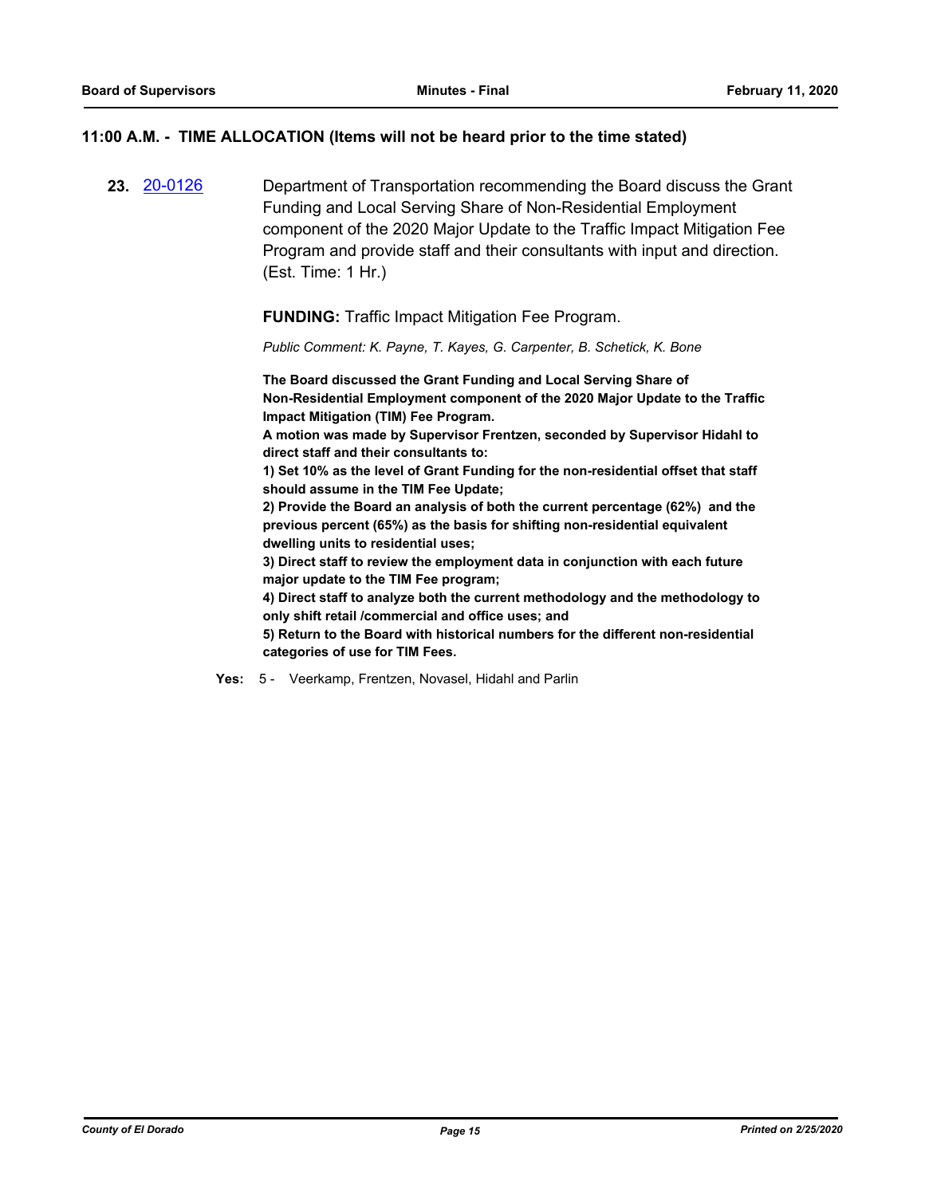## 11:00 A.M. - TIME ALLOCATION (Items will not be heard prior to the time stated)

**23.** [20-0126] Department of Transportation recommending the Board discuss the Grant Funding and Local Serving Share of Non-Residential Employment component of the 2020 Major Update to the Traffic Impact Mitigation Fee Program and provide staff and their consultants with input and direction. (Est. Time: 1 Hr.)

**FUNDING:** Traffic Impact Mitigation Fee Program.

*Public Comment: K. Payne, T. Kayes, G. Carpenter, B. Schetick, K. Bone*

**The Board discussed the Grant Funding and Local Serving Share of Non-Residential Employment component of the 2020 Major Update to the Traffic Impact Mitigation (TIM) Fee Program.**

**A motion was made by Supervisor Frentzen, seconded by Supervisor Hidahl to direct staff and their consultants to:**

**1) Set 10% as the level of Grant Funding for the non-residential offset that staff should assume in the TIM Fee Update;**

**2) Provide the Board an analysis of both the current percentage (62%) and the previous percent (65%) as the basis for shifting non-residential equivalent dwelling units to residential uses;**

**3) Direct staff to review the employment data in conjunction with each future major update to the TIM Fee program;**

**4) Direct staff to analyze both the current methodology and the methodology to only shift retail /commercial and office uses; and**

**5) Return to the Board with historical numbers for the different non-residential categories of use for TIM Fees.**

**Yes:** 5 - Veerkamp, Frentzen, Novasel, Hidahl and Parlin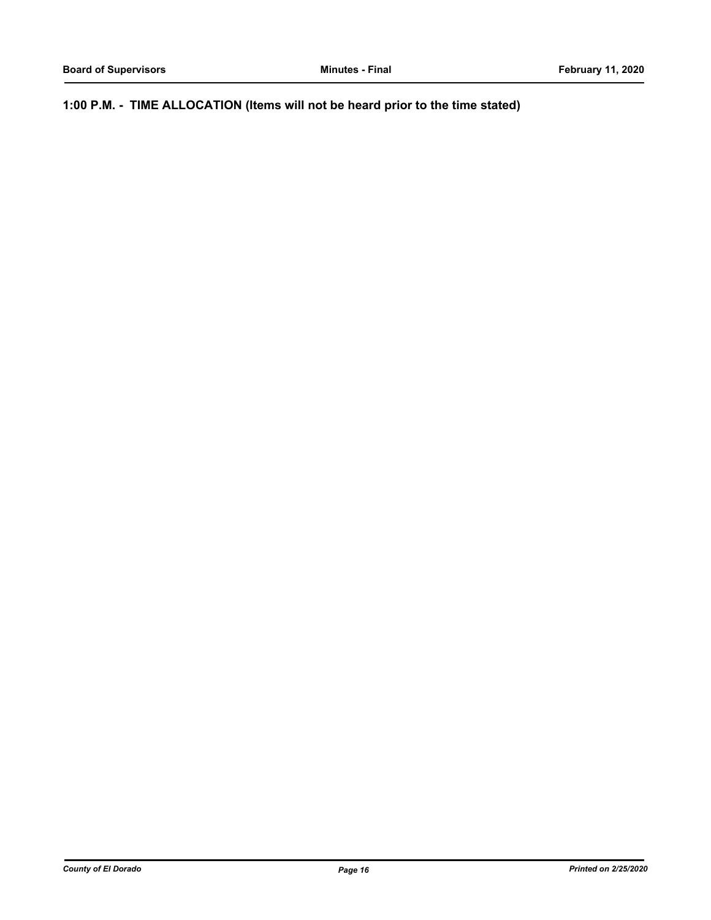## 1:00 P.M. - TIME ALLOCATION (Items will not be heard prior to the time stated)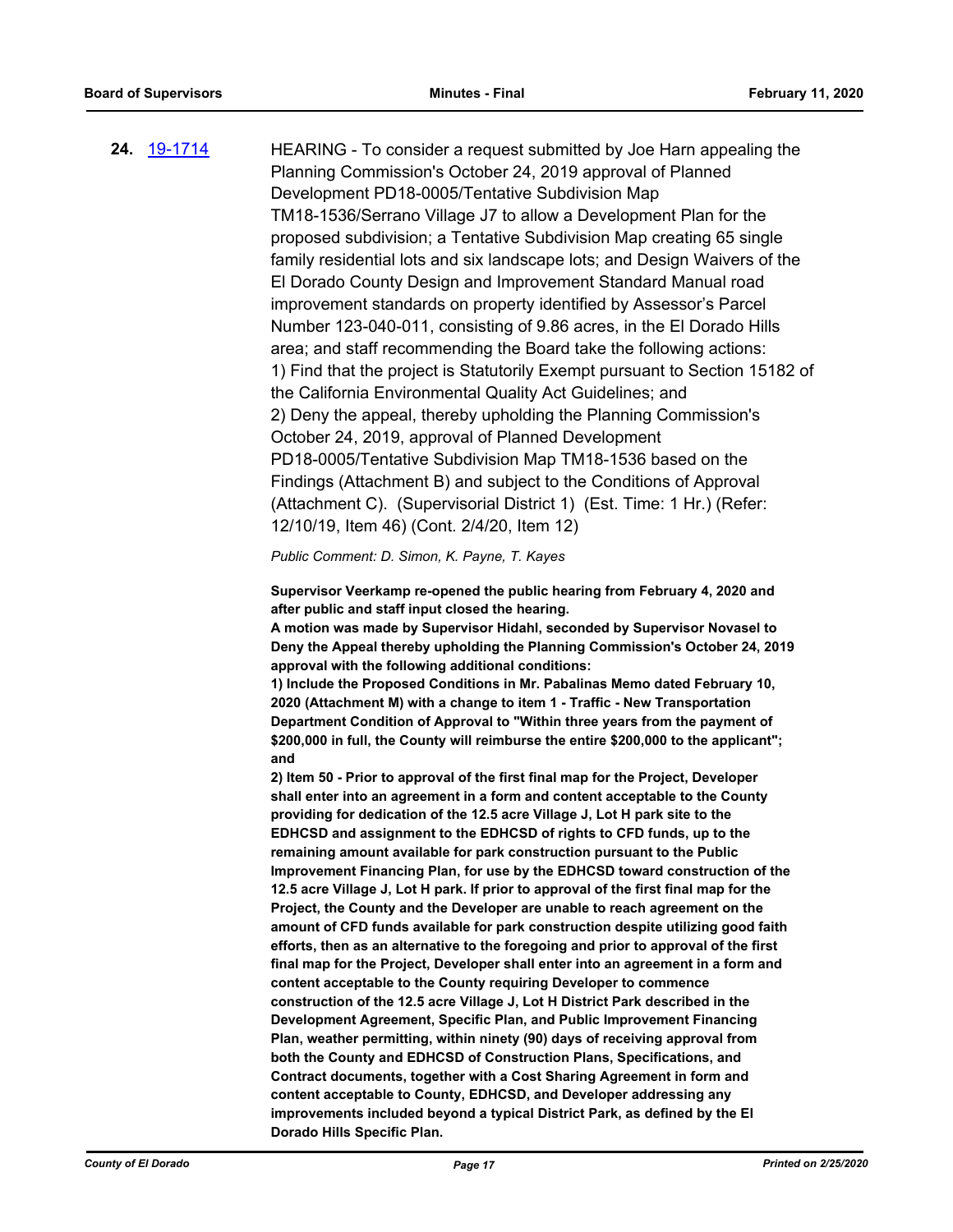**24.** [19-1714](19-1714)

HEARING - To consider a request submitted by Joe Harn appealing the Planning Commission's October 24, 2019 approval of Planned Development PD18-0005/Tentative Subdivision Map TM18-1536/Serrano Village J7 to allow a Development Plan for the proposed subdivision; a Tentative Subdivision Map creating 65 single family residential lots and six landscape lots; and Design Waivers of the El Dorado County Design and Improvement Standard Manual road improvement standards on property identified by Assessor's Parcel Number 123-040-011, consisting of 9.86 acres, in the El Dorado Hills area; and staff recommending the Board take the following actions:
1) Find that the project is Statutorily Exempt pursuant to Section 15182 of the California Environmental Quality Act Guidelines; and
2) Deny the appeal, thereby upholding the Planning Commission's October 24, 2019, approval of Planned Development PD18-0005/Tentative Subdivision Map TM18-1536 based on the Findings (Attachment B) and subject to the Conditions of Approval (Attachment C). (Supervisorial District 1) (Est. Time: 1 Hr.) (Refer: 12/10/19, Item 46) (Cont. 2/4/20, Item 12)

*Public Comment: D. Simon, K. Payne, T. Kayes*

**Supervisor Veerkamp re-opened the public hearing from February 4, 2020 and after public and staff input closed the hearing.**

**A motion was made by Supervisor Hidahl, seconded by Supervisor Novasel to Deny the Appeal thereby upholding the Planning Commission's October 24, 2019 approval with the following additional conditions:**

**1) Include the Proposed Conditions in Mr. Pabalinas Memo dated February 10, 2020 (Attachment M) with a change to item 1 - Traffic - New Transportation Department Condition of Approval to "Within three years from the payment of $200,000 in full, the County will reimburse the entire $200,000 to the applicant"; and**

**2) Item 50 - Prior to approval of the first final map for the Project, Developer shall enter into an agreement in a form and content acceptable to the County providing for dedication of the 12.5 acre Village J, Lot H park site to the EDHCSD and assignment to the EDHCSD of rights to CFD funds, up to the remaining amount available for park construction pursuant to the Public Improvement Financing Plan, for use by the EDHCSD toward construction of the 12.5 acre Village J, Lot H park. If prior to approval of the first final map for the Project, the County and the Developer are unable to reach agreement on the amount of CFD funds available for park construction despite utilizing good faith efforts, then as an alternative to the foregoing and prior to approval of the first final map for the Project, Developer shall enter into an agreement in a form and content acceptable to the County requiring Developer to commence construction of the 12.5 acre Village J, Lot H District Park described in the Development Agreement, Specific Plan, and Public Improvement Financing Plan, weather permitting, within ninety (90) days of receiving approval from both the County and EDHCSD of Construction Plans, Specifications, and Contract documents, together with a Cost Sharing Agreement in form and content acceptable to County, EDHCSD, and Developer addressing any improvements included beyond a typical District Park, as defined by the El Dorado Hills Specific Plan.**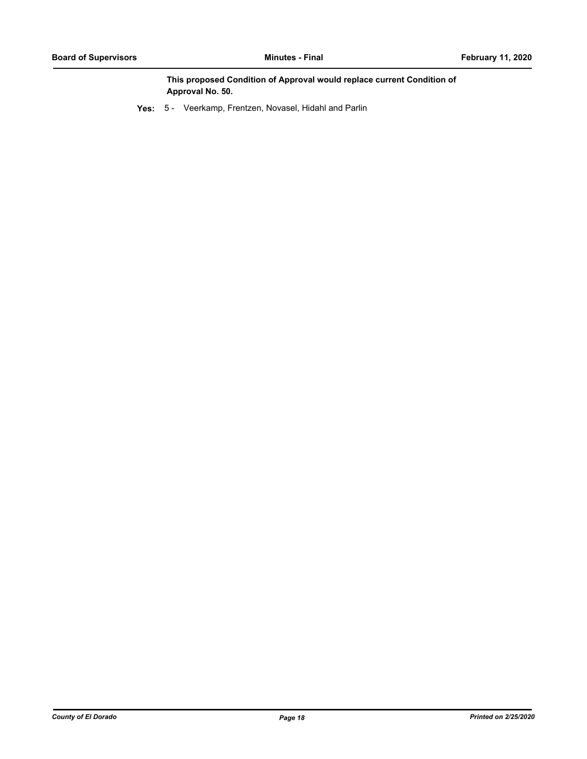**This proposed Condition of Approval would replace current Condition of Approval No. 50.**

**Yes:** 5 - Veerkamp, Frentzen, Novasel, Hidahl and Parlin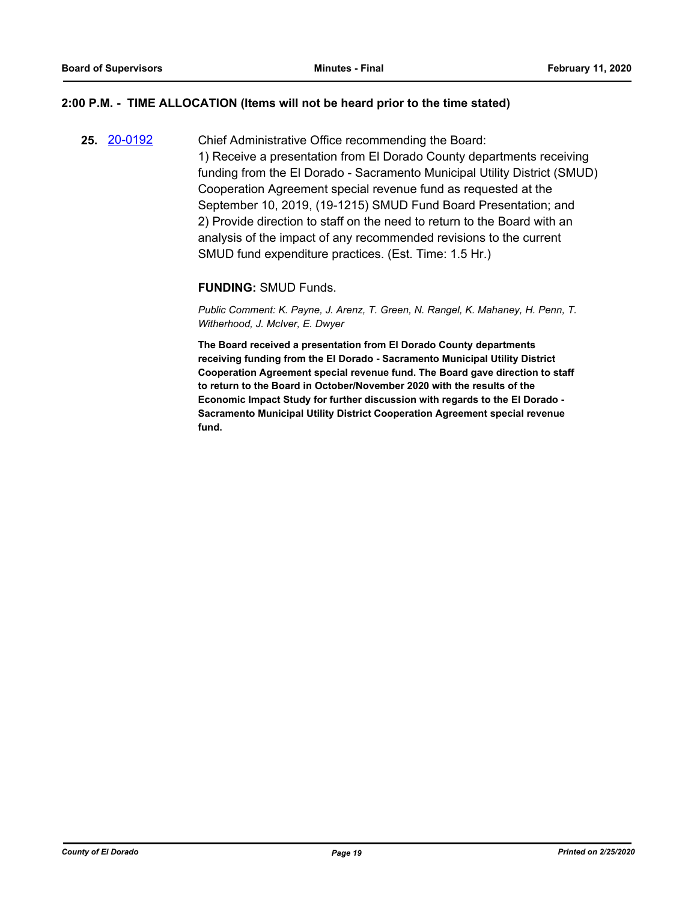## 2:00 P.M. - TIME ALLOCATION (Items will not be heard prior to the time stated)

**25.** [20-0192]

Chief Administrative Office recommending the Board:
1) Receive a presentation from El Dorado County departments receiving funding from the El Dorado - Sacramento Municipal Utility District (SMUD) Cooperation Agreement special revenue fund as requested at the September 10, 2019, (19-1215) SMUD Fund Board Presentation; and
2) Provide direction to staff on the need to return to the Board with an analysis of the impact of any recommended revisions to the current SMUD fund expenditure practices. (Est. Time: 1.5 Hr.)

**FUNDING:** SMUD Funds.

*Public Comment: K. Payne, J. Arenz, T. Green, N. Rangel, K. Mahaney, H. Penn, T. Witherhood, J. McIver, E. Dwyer*

**The Board received a presentation from El Dorado County departments receiving funding from the El Dorado - Sacramento Municipal Utility District Cooperation Agreement special revenue fund. The Board gave direction to staff to return to the Board in October/November 2020 with the results of the Economic Impact Study for further discussion with regards to the El Dorado - Sacramento Municipal Utility District Cooperation Agreement special revenue fund.**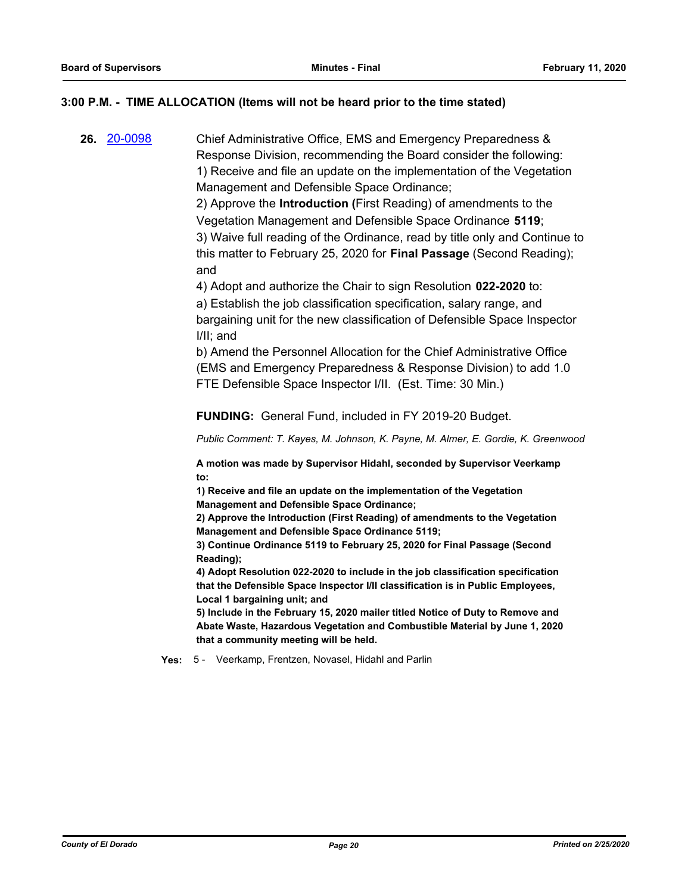### 3:00 P.M. - TIME ALLOCATION (Items will not be heard prior to the time stated)

**26.** [20-0098](20-0098) Chief Administrative Office, EMS and Emergency Preparedness & Response Division, recommending the Board consider the following:
1) Receive and file an update on the implementation of the Vegetation Management and Defensible Space Ordinance;
2) Approve the **Introduction (**First Reading) of amendments to the Vegetation Management and Defensible Space Ordinance **5119**;
3) Waive full reading of the Ordinance, read by title only and Continue to this matter to February 25, 2020 for **Final Passage** (Second Reading); and
4) Adopt and authorize the Chair to sign Resolution **022-2020** to:
a) Establish the job classification specification, salary range, and bargaining unit for the new classification of Defensible Space Inspector I/II; and
b) Amend the Personnel Allocation for the Chief Administrative Office (EMS and Emergency Preparedness & Response Division) to add 1.0 FTE Defensible Space Inspector I/II. (Est. Time: 30 Min.)

**FUNDING:** General Fund, included in FY 2019-20 Budget.

*Public Comment: T. Kayes, M. Johnson, K. Payne, M. Almer, E. Gordie, K. Greenwood*

**A motion was made by Supervisor Hidahl, seconded by Supervisor Veerkamp to:**
**1) Receive and file an update on the implementation of the Vegetation Management and Defensible Space Ordinance;**
**2) Approve the Introduction (First Reading) of amendments to the Vegetation Management and Defensible Space Ordinance 5119;**
**3) Continue Ordinance 5119 to February 25, 2020 for Final Passage (Second Reading);**
**4) Adopt Resolution 022-2020 to include in the job classification specification that the Defensible Space Inspector I/II classification is in Public Employees, Local 1 bargaining unit; and**
**5) Include in the February 15, 2020 mailer titled Notice of Duty to Remove and Abate Waste, Hazardous Vegetation and Combustible Material by June 1, 2020 that a community meeting will be held.**

**Yes:** 5 - Veerkamp, Frentzen, Novasel, Hidahl and Parlin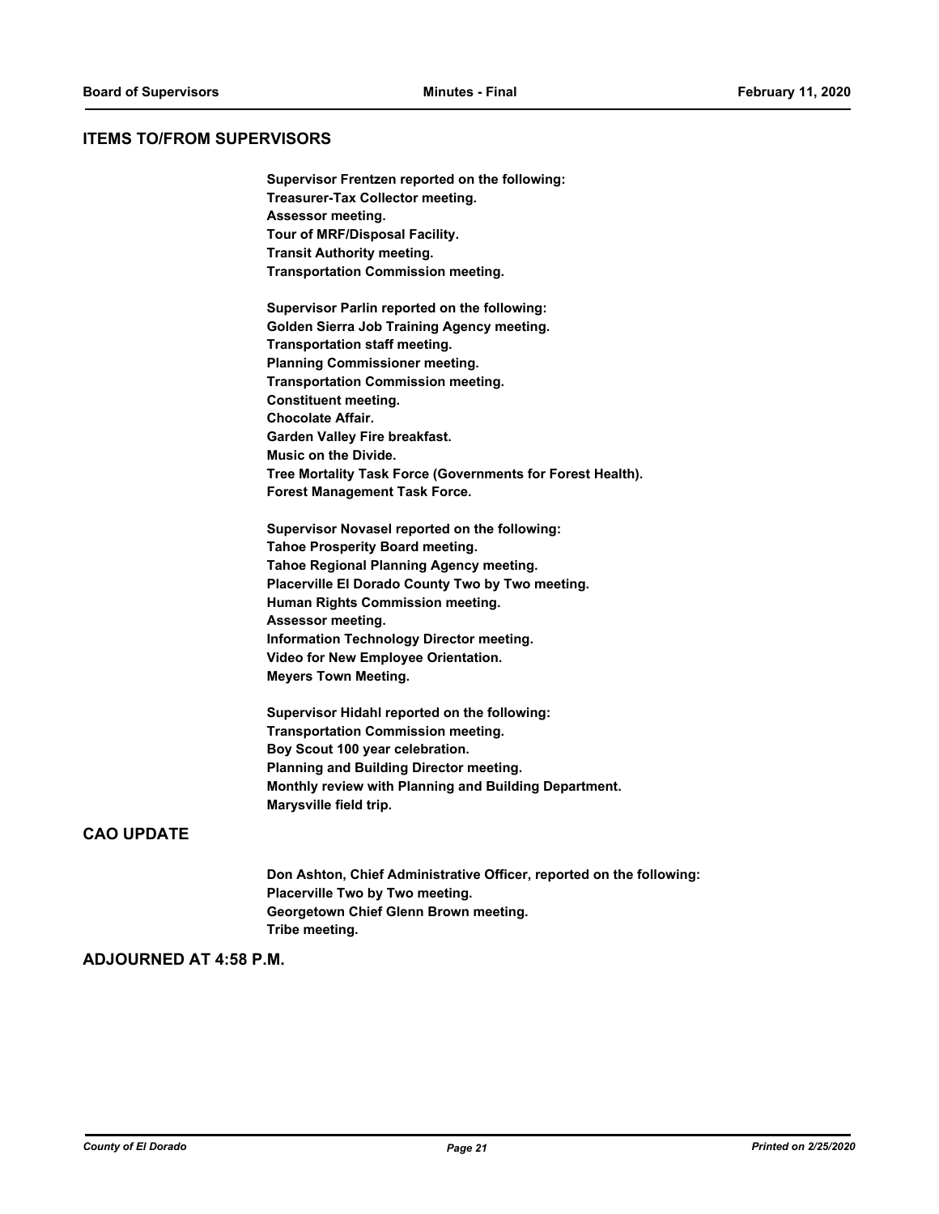## ITEMS TO/FROM SUPERVISORS

**Supervisor Frentzen reported on the following:**
**Treasurer-Tax Collector meeting.**
**Assessor meeting.**
**Tour of MRF/Disposal Facility.**
**Transit Authority meeting.**
**Transportation Commission meeting.**

**Supervisor Parlin reported on the following:**
**Golden Sierra Job Training Agency meeting.**
**Transportation staff meeting.**
**Planning Commissioner meeting.**
**Transportation Commission meeting.**
**Constituent meeting.**
**Chocolate Affair.**
**Garden Valley Fire breakfast.**
**Music on the Divide.**
**Tree Mortality Task Force (Governments for Forest Health).**
**Forest Management Task Force.**

**Supervisor Novasel reported on the following:**
**Tahoe Prosperity Board meeting.**
**Tahoe Regional Planning Agency meeting.**
**Placerville El Dorado County Two by Two meeting.**
**Human Rights Commission meeting.**
**Assessor meeting.**
**Information Technology Director meeting.**
**Video for New Employee Orientation.**
**Meyers Town Meeting.**

**Supervisor Hidahl reported on the following:**
**Transportation Commission meeting.**
**Boy Scout 100 year celebration.**
**Planning and Building Director meeting.**
**Monthly review with Planning and Building Department.**
**Marysville field trip.**

## CAO UPDATE

**Don Ashton, Chief Administrative Officer, reported on the following:**
**Placerville Two by Two meeting.**
**Georgetown Chief Glenn Brown meeting.**
**Tribe meeting.**

## ADJOURNED AT 4:58 P.M.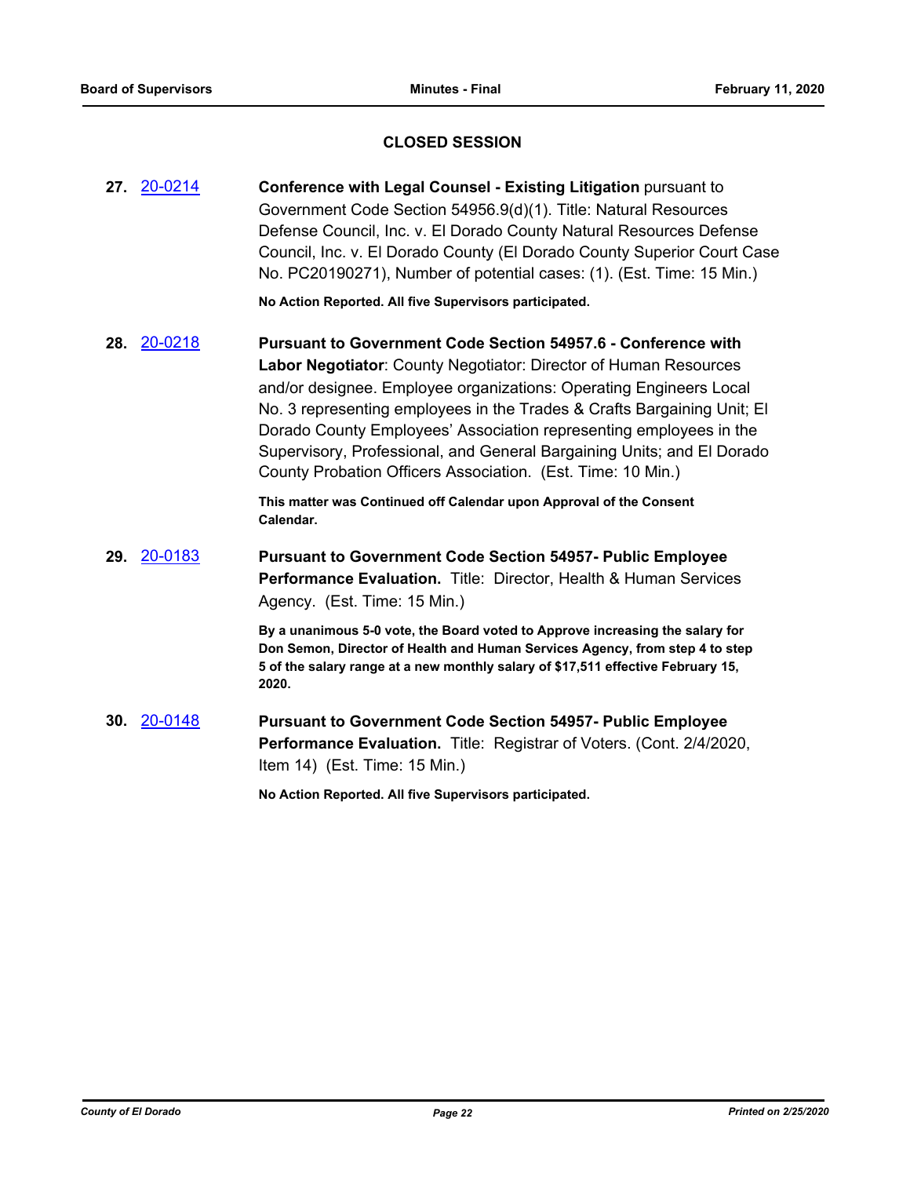## CLOSED SESSION

**27.** 20-0214 **Conference with Legal Counsel - Existing Litigation** pursuant to Government Code Section 54956.9(d)(1). Title: Natural Resources Defense Council, Inc. v. El Dorado County Natural Resources Defense Council, Inc. v. El Dorado County (El Dorado County Superior Court Case No. PC20190271), Number of potential cases: (1). (Est. Time: 15 Min.)

**No Action Reported. All five Supervisors participated.**

**28.** 20-0218 **Pursuant to Government Code Section 54957.6 - Conference with Labor Negotiator**: County Negotiator: Director of Human Resources and/or designee. Employee organizations: Operating Engineers Local No. 3 representing employees in the Trades & Crafts Bargaining Unit; El Dorado County Employees' Association representing employees in the Supervisory, Professional, and General Bargaining Units; and El Dorado County Probation Officers Association. (Est. Time: 10 Min.)

**This matter was Continued off Calendar upon Approval of the Consent Calendar.**

**29.** 20-0183 **Pursuant to Government Code Section 54957- Public Employee Performance Evaluation.** Title: Director, Health & Human Services Agency. (Est. Time: 15 Min.)

**By a unanimous 5-0 vote, the Board voted to Approve increasing the salary for Don Semon, Director of Health and Human Services Agency, from step 4 to step 5 of the salary range at a new monthly salary of $17,511 effective February 15, 2020.**

**30.** 20-0148 **Pursuant to Government Code Section 54957- Public Employee Performance Evaluation.** Title: Registrar of Voters. (Cont. 2/4/2020, Item 14) (Est. Time: 15 Min.)

**No Action Reported. All five Supervisors participated.**